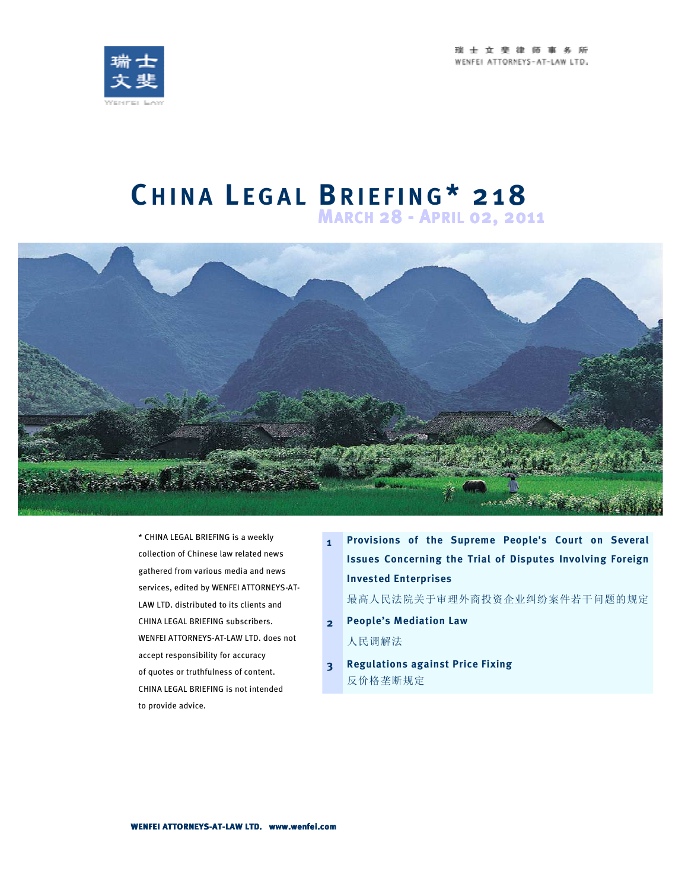瑞士文斐律师事务所
WENFEI ATTORNEYS-AT-LAW LTD.

# CHINA LEGAL BRIEFING* 218

## MARCH 28 - APRIL 02, 2011

* CHINA LEGAL BRIEFING is a weekly collection of Chinese law related news gathered from various media and news services, edited by WENFEI ATTORNEYS-AT-LAW LTD. distributed to its clients and CHINA LEGAL BRIEFING subscribers. WENFEI ATTORNEYS-AT-LAW LTD. does not accept responsibility for accuracy of quotes or truthfulness of content. CHINA LEGAL BRIEFING is not intended to provide advice.

1. **Provisions of the Supreme People's Court on Several Issues Concerning the Trial of Disputes Involving Foreign Invested Enterprises**
   最高人民法院关于审理外商投资企业纠纷案件若干问题的规定
2. **People's Mediation Law**
   人民调解法
3. **Regulations against Price Fixing**
   反价格垄断规定

WENFEI ATTORNEYS-AT-LAW LTD. www.wenfei.com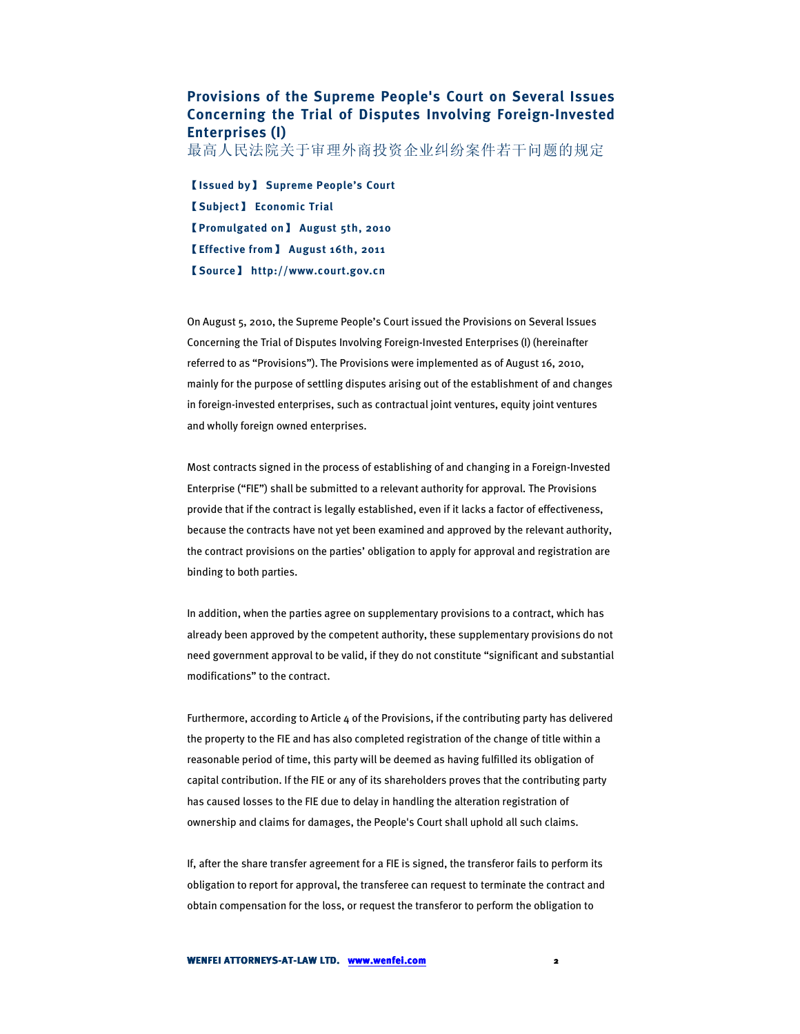## Provisions of the Supreme People's Court on Several Issues Concerning the Trial of Disputes Involving Foreign-Invested Enterprises (I)

最高人民法院关于审理外商投资企业纠纷案件若干问题的规定

**【Issued by】 Supreme People's Court**

**【Subject】 Economic Trial**

**【Promulgated on】 August 5th, 2010**

**【Effective from】 August 16th, 2011**

**【Source】 http://www.court.gov.cn**

On August 5, 2010, the Supreme People's Court issued the Provisions on Several Issues Concerning the Trial of Disputes Involving Foreign-Invested Enterprises (I) (hereinafter referred to as "Provisions"). The Provisions were implemented as of August 16, 2010, mainly for the purpose of settling disputes arising out of the establishment of and changes in foreign-invested enterprises, such as contractual joint ventures, equity joint ventures and wholly foreign owned enterprises.

Most contracts signed in the process of establishing of and changing in a Foreign-Invested Enterprise ("FIE") shall be submitted to a relevant authority for approval. The Provisions provide that if the contract is legally established, even if it lacks a factor of effectiveness, because the contracts have not yet been examined and approved by the relevant authority, the contract provisions on the parties' obligation to apply for approval and registration are binding to both parties.

In addition, when the parties agree on supplementary provisions to a contract, which has already been approved by the competent authority, these supplementary provisions do not need government approval to be valid, if they do not constitute "significant and substantial modifications" to the contract.

Furthermore, according to Article 4 of the Provisions, if the contributing party has delivered the property to the FIE and has also completed registration of the change of title within a reasonable period of time, this party will be deemed as having fulfilled its obligation of capital contribution. If the FIE or any of its shareholders proves that the contributing party has caused losses to the FIE due to delay in handling the alteration registration of ownership and claims for damages, the People's Court shall uphold all such claims.

If, after the share transfer agreement for a FIE is signed, the transferor fails to perform its obligation to report for approval, the transferee can request to terminate the contract and obtain compensation for the loss, or request the transferor to perform the obligation to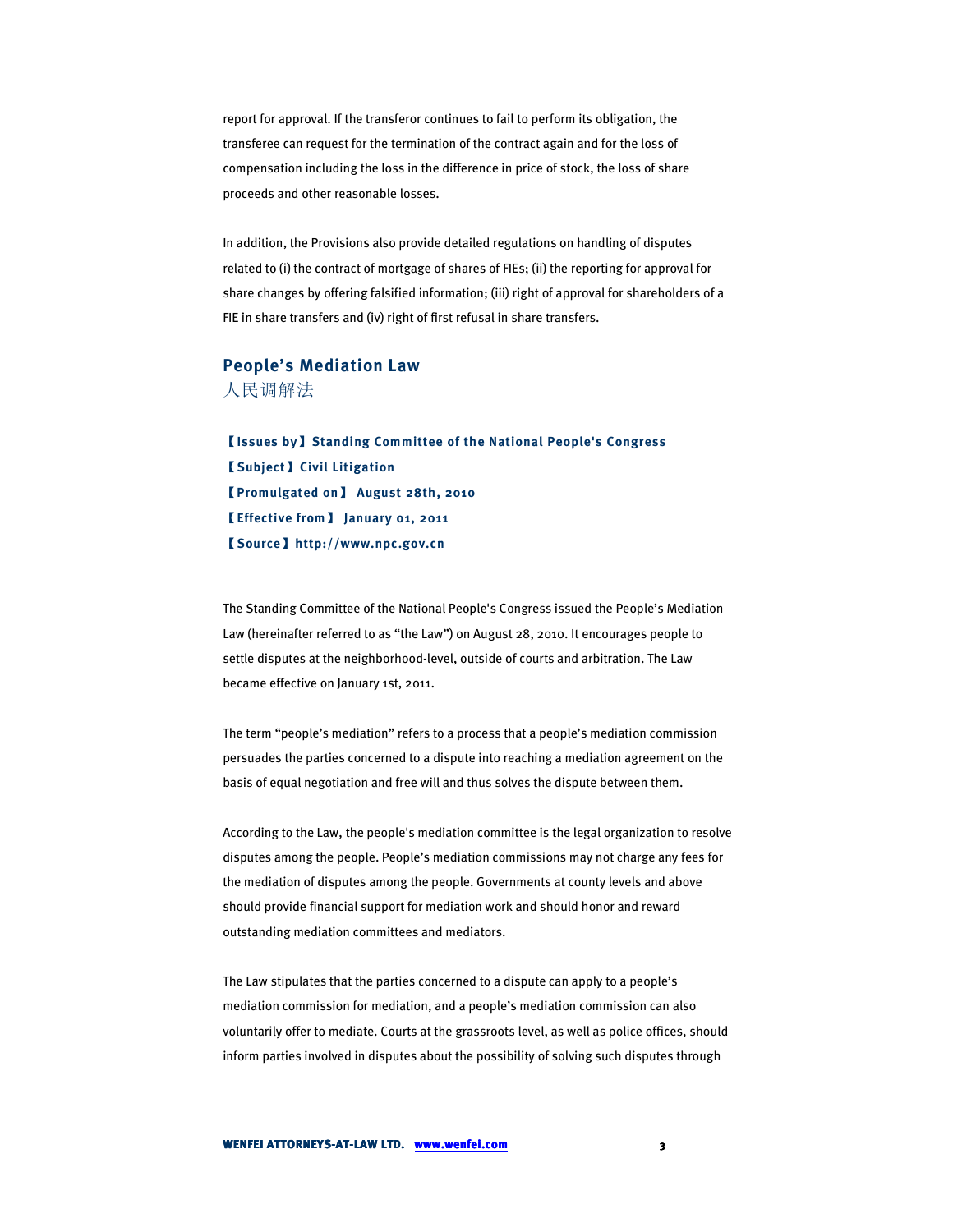report for approval. If the transferor continues to fail to perform its obligation, the transferee can request for the termination of the contract again and for the loss of compensation including the loss in the difference in price of stock, the loss of share proceeds and other reasonable losses.

In addition, the Provisions also provide detailed regulations on handling of disputes related to (i) the contract of mortgage of shares of FIEs; (ii) the reporting for approval for share changes by offering falsified information; (iii) right of approval for shareholders of a FIE in share transfers and (iv) right of first refusal in share transfers.

## People's Mediation Law
人民调解法

**【Issues by】Standing Committee of the National People's Congress**
**【Subject】Civil Litigation**
**【Promulgated on】 August 28th, 2010**
**【Effective from】 January 01, 2011**
**【Source】http://www.npc.gov.cn**

The Standing Committee of the National People's Congress issued the People's Mediation Law (hereinafter referred to as "the Law") on August 28, 2010. It encourages people to settle disputes at the neighborhood-level, outside of courts and arbitration. The Law became effective on January 1st, 2011.

The term "people's mediation" refers to a process that a people's mediation commission persuades the parties concerned to a dispute into reaching a mediation agreement on the basis of equal negotiation and free will and thus solves the dispute between them.

According to the Law, the people's mediation committee is the legal organization to resolve disputes among the people. People's mediation commissions may not charge any fees for the mediation of disputes among the people. Governments at county levels and above should provide financial support for mediation work and should honor and reward outstanding mediation committees and mediators.

The Law stipulates that the parties concerned to a dispute can apply to a people's mediation commission for mediation, and a people's mediation commission can also voluntarily offer to mediate. Courts at the grassroots level, as well as police offices, should inform parties involved in disputes about the possibility of solving such disputes through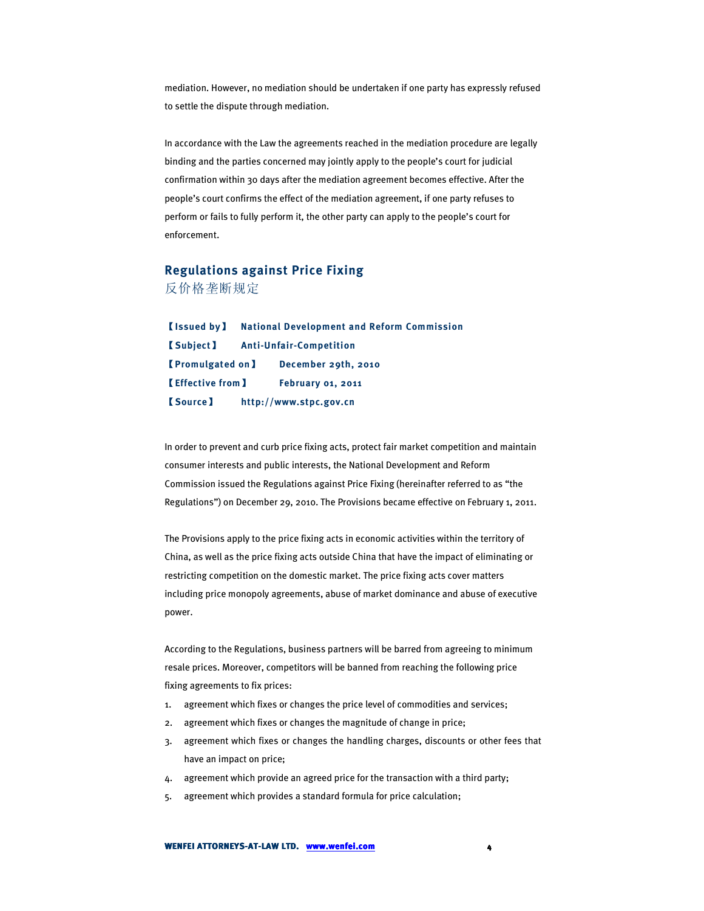mediation. However, no mediation should be undertaken if one party has expressly refused to settle the dispute through mediation.

In accordance with the Law the agreements reached in the mediation procedure are legally binding and the parties concerned may jointly apply to the people's court for judicial confirmation within 30 days after the mediation agreement becomes effective. After the people's court confirms the effect of the mediation agreement, if one party refuses to perform or fails to fully perform it, the other party can apply to the people's court for enforcement.

## Regulations against Price Fixing
反价格垄断规定

**【Issued by】** **National Development and Reform Commission**

**【Subject】** **Anti-Unfair-Competition**

**【Promulgated on】** **December 29th, 2010**

**【Effective from】** **February 01, 2011**

**【Source】** **http://www.stpc.gov.cn**

In order to prevent and curb price fixing acts, protect fair market competition and maintain consumer interests and public interests, the National Development and Reform Commission issued the Regulations against Price Fixing (hereinafter referred to as "the Regulations") on December 29, 2010. The Provisions became effective on February 1, 2011.

The Provisions apply to the price fixing acts in economic activities within the territory of China, as well as the price fixing acts outside China that have the impact of eliminating or restricting competition on the domestic market. The price fixing acts cover matters including price monopoly agreements, abuse of market dominance and abuse of executive power.

According to the Regulations, business partners will be barred from agreeing to minimum resale prices. Moreover, competitors will be banned from reaching the following price fixing agreements to fix prices:

1. agreement which fixes or changes the price level of commodities and services;
2. agreement which fixes or changes the magnitude of change in price;
3. agreement which fixes or changes the handling charges, discounts or other fees that have an impact on price;
4. agreement which provide an agreed price for the transaction with a third party;
5. agreement which provides a standard formula for price calculation;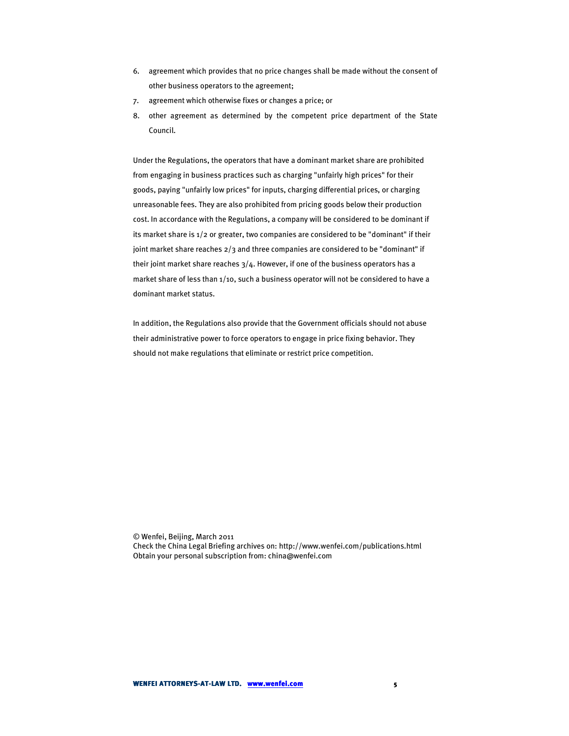6. agreement which provides that no price changes shall be made without the consent of other business operators to the agreement;
7. agreement which otherwise fixes or changes a price; or
8. other agreement as determined by the competent price department of the State Council.

Under the Regulations, the operators that have a dominant market share are prohibited from engaging in business practices such as charging "unfairly high prices" for their goods, paying "unfairly low prices" for inputs, charging differential prices, or charging unreasonable fees. They are also prohibited from pricing goods below their production cost. In accordance with the Regulations, a company will be considered to be dominant if its market share is 1/2 or greater, two companies are considered to be "dominant" if their joint market share reaches 2/3 and three companies are considered to be "dominant" if their joint market share reaches 3/4. However, if one of the business operators has a market share of less than 1/10, such a business operator will not be considered to have a dominant market status.

In addition, the Regulations also provide that the Government officials should not abuse their administrative power to force operators to engage in price fixing behavior. They should not make regulations that eliminate or restrict price competition.

© Wenfei, Beijing, March 2011
Check the China Legal Briefing archives on: http://www.wenfei.com/publications.html
Obtain your personal subscription from: china@wenfei.com